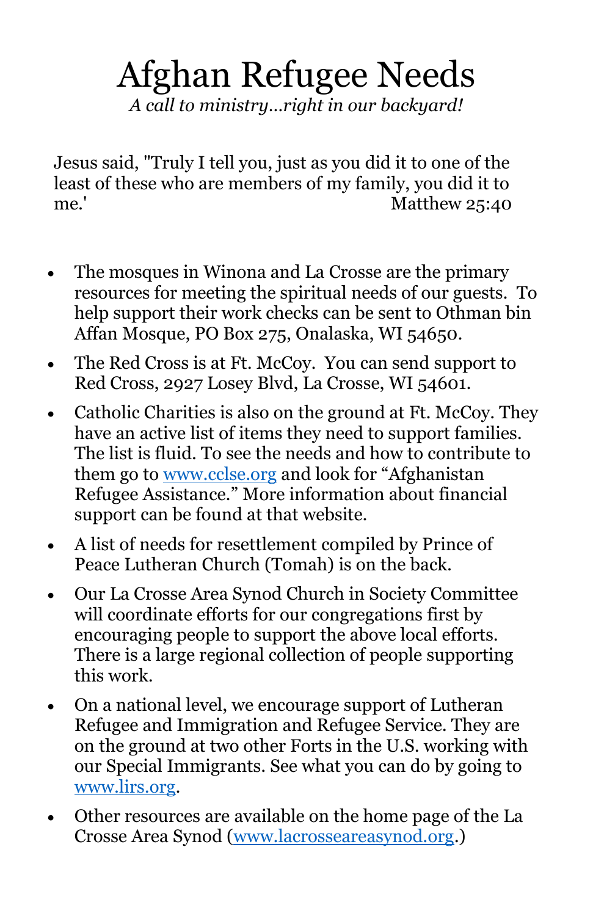# Afghan Refugee Needs

*A call to ministry…right in our backyard!*

Jesus said, "Truly I tell you, just as you did it to one of the least of these who are members of my family, you did it to me.' Matthew 25:40

- The mosques in Winona and La Crosse are the primary resources for meeting the spiritual needs of our guests. To help support their work checks can be sent to Othman bin Affan Mosque, PO Box 275, Onalaska, WI 54650.
- The Red Cross is at Ft. McCoy. You can send support to Red Cross, 2927 Losey Blvd, La Crosse, WI 54601.
- Catholic Charities is also on the ground at Ft. McCoy. They have an active list of items they need to support families. The list is fluid. To see the needs and how to contribute to them go to www.cclse.org and look for "Afghanistan Refugee Assistance." More information about financial support can be found at that website.
- A list of needs for resettlement compiled by Prince of Peace Lutheran Church (Tomah) is on the back.
- Our La Crosse Area Synod Church in Society Committee will coordinate efforts for our congregations first by encouraging people to support the above local efforts. There is a large regional collection of people supporting this work.
- On a national level, we encourage support of Lutheran Refugee and Immigration and Refugee Service. They are on the ground at two other Forts in the U.S. working with our Special Immigrants. See what you can do by going to www.lirs.org.
- Other resources are available on the home page of the La Crosse Area Synod (www.lacrosseareasynod.org.)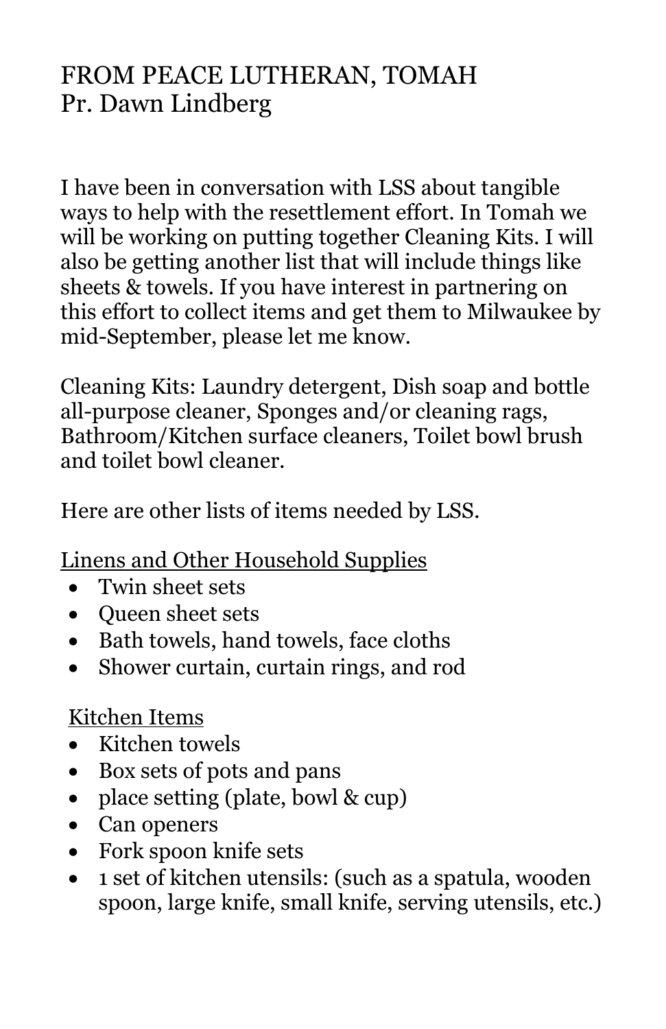# FROM PEACE LUTHERAN, TOMAH
Pr. Dawn Lindberg

I have been in conversation with LSS about tangible ways to help with the resettlement effort. In Tomah we will be working on putting together Cleaning Kits. I will also be getting another list that will include things like sheets & towels. If you have interest in partnering on this effort to collect items and get them to Milwaukee by mid-September, please let me know.

Cleaning Kits: Laundry detergent, Dish soap and bottle all-purpose cleaner, Sponges and/or cleaning rags, Bathroom/Kitchen surface cleaners, Toilet bowl brush and toilet bowl cleaner.

Here are other lists of items needed by LSS.

<u>Linens and Other Household Supplies</u>

- Twin sheet sets
- Queen sheet sets
- Bath towels, hand towels, face cloths
- Shower curtain, curtain rings, and rod

<u>Kitchen Items</u>

- Kitchen towels
- Box sets of pots and pans
- place setting (plate, bowl & cup)
- Can openers
- Fork spoon knife sets
- 1 set of kitchen utensils: (such as a spatula, wooden spoon, large knife, small knife, serving utensils, etc.)